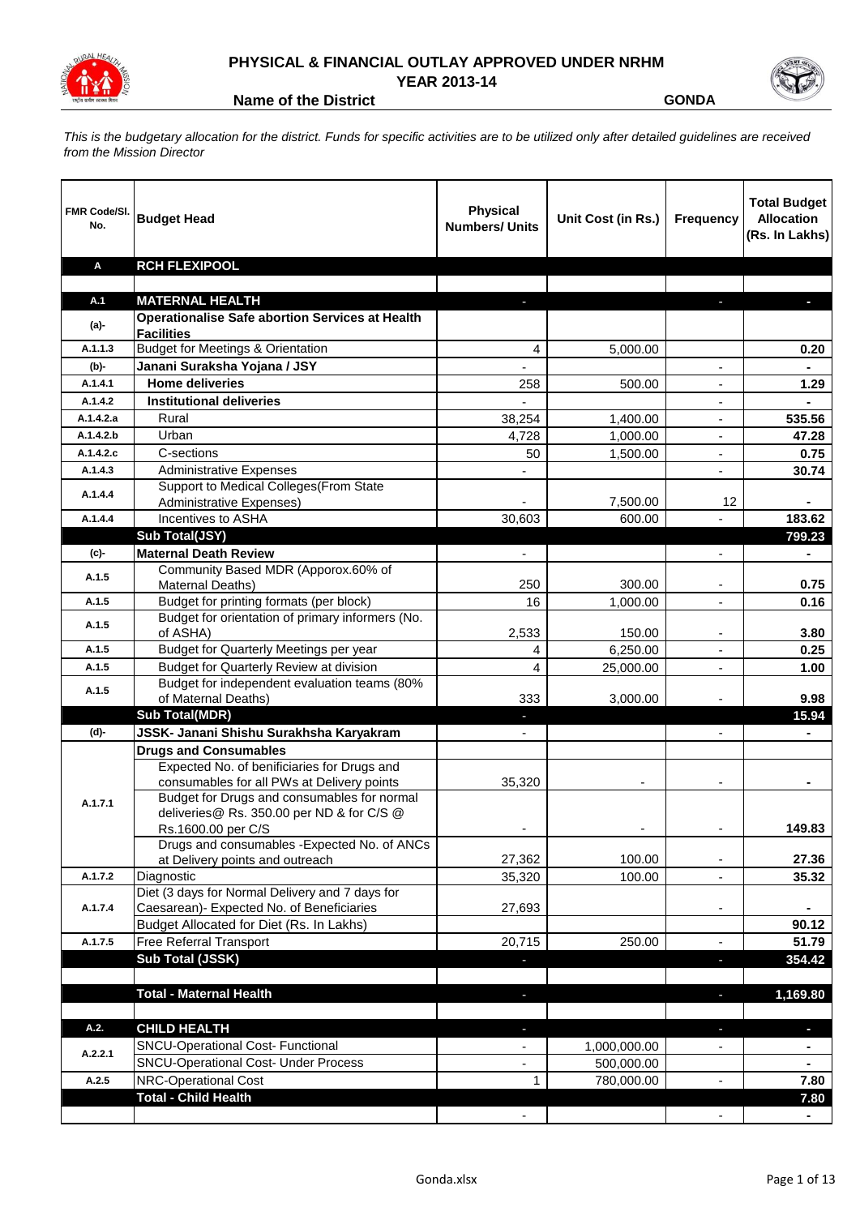# PHYSICAL & FINANCIAL OUTLAY APPROVED UNDER NRHM

## YEAR 2013-14

**Name of the District** **GONDA**

*This is the budgetary allocation for the district. Funds for specific activities are to be utilized only after detailed guidelines are received from the Mission Director*

| FMR Code/Sl. No. | Budget Head | Physical Numbers/ Units | Unit Cost (in Rs.) | Frequency | Total Budget Allocation (Rs. In Lakhs) |
|---|---|---|---|---|---|
| **A** | **RCH FLEXIPOOL** | | | | |
| | | | | | |
| **A.1** | **MATERNAL HEALTH** | - | | - | - |
| **(a)-** | **Operationalise Safe abortion Services at Health Facilities** | | | | |
| A.1.1.3 | Budget for Meetings & Orientation | 4 | 5,000.00 | | **0.20** |
| **(b)-** | **Janani Suraksha Yojana / JSY** | - | | - | **-** |
| A.1.4.1 | **Home deliveries** | 258 | 500.00 | - | **1.29** |
| A.1.4.2 | **Institutional deliveries** | - | | - | **-** |
| A.1.4.2.a | Rural | 38,254 | 1,400.00 | - | **535.56** |
| A.1.4.2.b | Urban | 4,728 | 1,000.00 | - | **47.28** |
| A.1.4.2.c | C-sections | 50 | 1,500.00 | - | **0.75** |
| A.1.4.3 | Administrative Expenses | - | | - | **30.74** |
| A.1.4.4 | Support to Medical Colleges(From State Administrative Expenses) | - | 7,500.00 | 12 | **-** |
| A.1.4.4 | Incentives to ASHA | 30,603 | 600.00 | - | **183.62** |
| | **Sub Total(JSY)** | | | | **799.23** |
| **(c)-** | **Maternal Death Review** | - | | - | **-** |
| A.1.5 | Community Based MDR (Apporox.60% of Maternal Deaths) | 250 | 300.00 | - | **0.75** |
| A.1.5 | Budget for printing formats (per block) | 16 | 1,000.00 | - | **0.16** |
| A.1.5 | Budget for orientation of primary informers (No. of ASHA) | 2,533 | 150.00 | - | **3.80** |
| A.1.5 | Budget for Quarterly Meetings per year | 4 | 6,250.00 | - | **0.25** |
| A.1.5 | Budget for Quarterly Review at division | 4 | 25,000.00 | - | **1.00** |
| A.1.5 | Budget for independent evaluation teams (80% of Maternal Deaths) | 333 | 3,000.00 | - | **9.98** |
| | **Sub Total(MDR)** | - | | | **15.94** |
| **(d)-** | **JSSK- Janani Shishu Surakhsha Karyakram** | - | | - | **-** |
| A.1.7.1 | **Drugs and Consumables** | | | | |
| | Expected No. of benificiaries for Drugs and consumables for all PWs at Delivery points | 35,320 | - | - | **-** |
| | Budget for Drugs and consumables for normal deliveries@ Rs. 350.00 per ND & for C/S @ Rs.1600.00 per C/S | - | - | - | **149.83** |
| | Drugs and consumables -Expected No. of ANCs at Delivery points and outreach | 27,362 | 100.00 | - | **27.36** |
| A.1.7.2 | Diagnostic | 35,320 | 100.00 | - | **35.32** |
| A.1.7.4 | Diet (3 days for Normal Delivery and 7 days for Caesarean)- Expected No. of Beneficiaries | 27,693 | | - | **-** |
| | Budget Allocated for Diet (Rs. In Lakhs) | | | | **90.12** |
| A.1.7.5 | Free Referral Transport | 20,715 | 250.00 | - | **51.79** |
| | **Sub Total (JSSK)** | - | | - | **354.42** |
| | | | | | |
| | **Total - Maternal Health** | - | | - | **1,169.80** |
| | | | | | |
| **A.2.** | **CHILD HEALTH** | - | | - | **-** |
| A.2.2.1 | SNCU-Operational Cost- Functional | - | 1,000,000.00 | - | **-** |
| | SNCU-Operational Cost- Under Process | - | 500,000.00 | | **-** |
| A.2.5 | NRC-Operational Cost | 1 | 780,000.00 | - | **7.80** |
| | **Total - Child Health** | | | | **7.80** |
| | | - | | - | **-** |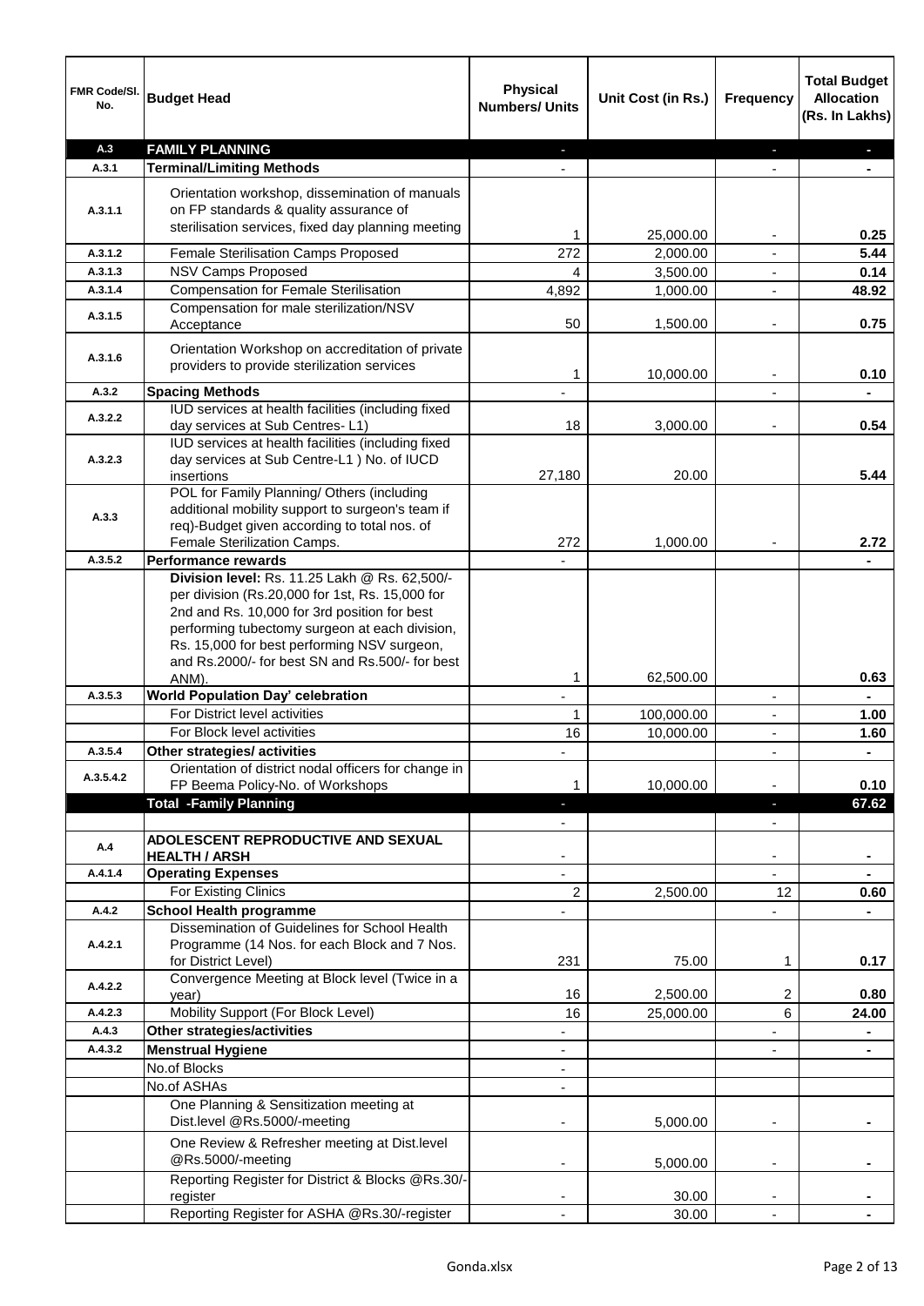| FMR Code/Sl. No. | Budget Head | Physical Numbers/ Units | Unit Cost (in Rs.) | Frequency | Total Budget Allocation (Rs. In Lakhs) |
|---|---|---|---|---|---|
| A.3 | **FAMILY PLANNING** | - | | - | - |
| A.3.1 | **Terminal/Limiting Methods** | - | | - | - |
| A.3.1.1 | Orientation workshop, dissemination of manuals on FP standards & quality assurance of sterilisation services, fixed day planning meeting | 1 | 25,000.00 | - | 0.25 |
| A.3.1.2 | Female Sterilisation Camps Proposed | 272 | 2,000.00 | - | 5.44 |
| A.3.1.3 | NSV Camps Proposed | 4 | 3,500.00 | - | 0.14 |
| A.3.1.4 | Compensation for Female Sterilisation | 4,892 | 1,000.00 | - | 48.92 |
| A.3.1.5 | Compensation for male sterilization/NSV Acceptance | 50 | 1,500.00 | - | 0.75 |
| A.3.1.6 | Orientation Workshop on accreditation of private providers to provide sterilization services | 1 | 10,000.00 | - | 0.10 |
| A.3.2 | **Spacing Methods** | - | | - | - |
| A.3.2.2 | IUD services at health facilities (including fixed day services at Sub Centres- L1) | 18 | 3,000.00 | - | 0.54 |
| A.3.2.3 | IUD services at health facilities (including fixed day services at Sub Centre-L1 ) No. of IUCD insertions | 27,180 | 20.00 | | 5.44 |
| A.3.3 | POL for Family Planning/ Others (including additional mobility support to surgeon's team if req)-Budget given according to total nos. of Female Sterilization Camps. | 272 | 1,000.00 | - | 2.72 |
| A.3.5.2 | **Performance rewards** | - | | | - |
| | **Division level:** Rs. 11.25 Lakh @ Rs. 62,500/- per division (Rs.20,000 for 1st, Rs. 15,000 for 2nd and Rs. 10,000 for 3rd position for best performing tubectomy surgeon at each division, Rs. 15,000 for best performing NSV surgeon, and Rs.2000/- for best SN and Rs.500/- for best ANM). | 1 | 62,500.00 | | 0.63 |
| A.3.5.3 | **World Population Day' celebration** | - | | - | - |
| | For District level activities | 1 | 100,000.00 | - | 1.00 |
| | For Block level activities | 16 | 10,000.00 | - | 1.60 |
| A.3.5.4 | **Other strategies/ activities** | - | | - | - |
| A.3.5.4.2 | Orientation of district nodal officers for change in FP Beema Policy-No. of Workshops | 1 | 10,000.00 | - | 0.10 |
| | **Total -Family Planning** | - | | - | 67.62 |
| | | - | | - | |
| A.4 | **ADOLESCENT REPRODUCTIVE AND SEXUAL HEALTH / ARSH** | - | | - | - |
| A.4.1.4 | **Operating Expenses** | - | | - | - |
| | For Existing Clinics | 2 | 2,500.00 | 12 | 0.60 |
| A.4.2 | **School Health programme** | - | | - | - |
| A.4.2.1 | Dissemination of Guidelines for School Health Programme (14 Nos. for each Block and 7 Nos. for District Level) | 231 | 75.00 | 1 | 0.17 |
| A.4.2.2 | Convergence Meeting at Block level (Twice in a year) | 16 | 2,500.00 | 2 | 0.80 |
| A.4.2.3 | Mobility Support (For Block Level) | 16 | 25,000.00 | 6 | 24.00 |
| A.4.3 | **Other strategies/activities** | - | | - | - |
| A.4.3.2 | **Menstrual Hygiene** | - | | - | - |
| | No.of Blocks | - | | | |
| | No.of ASHAs | - | | | |
| | One Planning & Sensitization meeting at Dist.level @Rs.5000/-meeting | - | 5,000.00 | - | - |
| | One Review & Refresher meeting at Dist.level @Rs.5000/-meeting | - | 5,000.00 | - | - |
| | Reporting Register for District & Blocks @Rs.30/-register | - | 30.00 | - | - |
| | Reporting Register for ASHA @Rs.30/-register | - | 30.00 | - | - |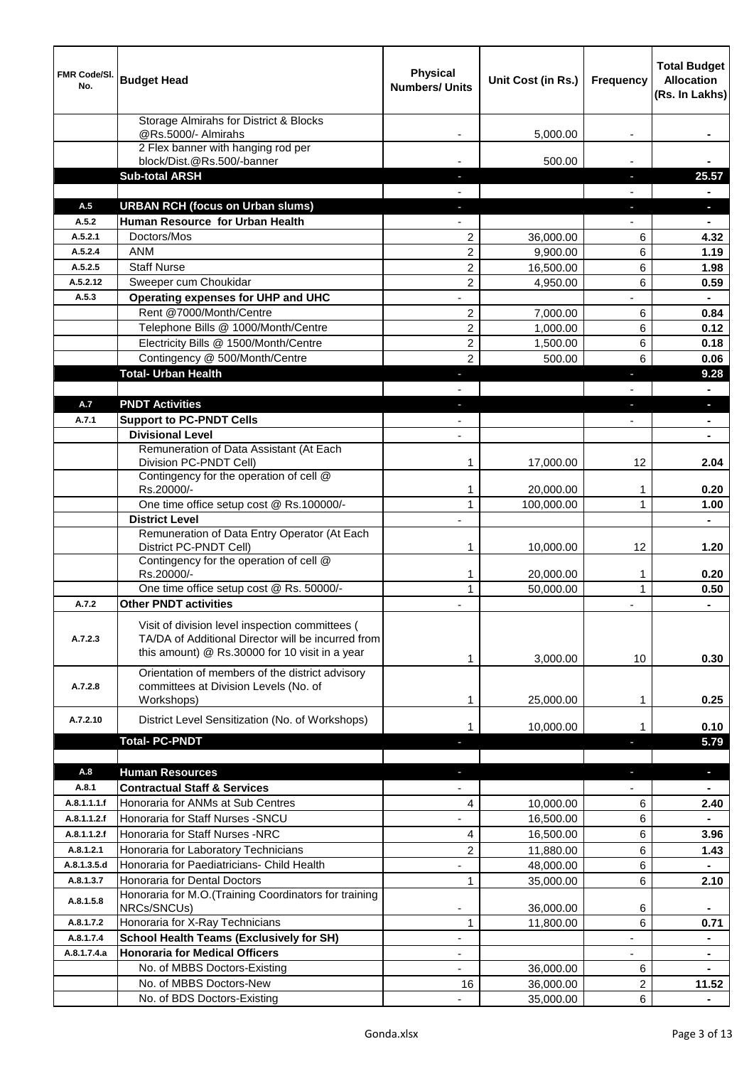| FMR Code/Sl. No. | Budget Head | Physical Numbers/ Units | Unit Cost (in Rs.) | Frequency | Total Budget Allocation (Rs. In Lakhs) |
|---|---|---|---|---|---|
| | Storage Almirahs for District & Blocks @Rs.5000/- Almirahs | - | 5,000.00 | - | - |
| | 2 Flex banner with hanging rod per block/Dist.@Rs.500/-banner | - | 500.00 | - | - |
| | **Sub-total ARSH** | - | | - | **25.57** |
| | | - | | - | - |
| **A.5** | **URBAN RCH (focus on Urban slums)** | - | | - | - |
| **A.5.2** | **Human Resource for Urban Health** | - | | - | - |
| **A.5.2.1** | Doctors/Mos | 2 | 36,000.00 | 6 | **4.32** |
| **A.5.2.4** | ANM | 2 | 9,900.00 | 6 | **1.19** |
| **A.5.2.5** | Staff Nurse | 2 | 16,500.00 | 6 | **1.98** |
| **A.5.2.12** | Sweeper cum Choukidar | 2 | 4,950.00 | 6 | **0.59** |
| **A.5.3** | **Operating expenses for UHP and UHC** | - | | - | - |
| | Rent @7000/Month/Centre | 2 | 7,000.00 | 6 | **0.84** |
| | Telephone Bills @ 1000/Month/Centre | 2 | 1,000.00 | 6 | **0.12** |
| | Electricity Bills @ 1500/Month/Centre | 2 | 1,500.00 | 6 | **0.18** |
| | Contingency @ 500/Month/Centre | 2 | 500.00 | 6 | **0.06** |
| | **Total- Urban Health** | - | | - | **9.28** |
| | | - | | - | - |
| **A.7** | **PNDT Activities** | - | | - | - |
| **A.7.1** | **Support to PC-PNDT Cells** | - | | - | - |
| | **Divisional Level** | - | | | - |
| | Remuneration of Data Assistant (At Each Division PC-PNDT Cell) | 1 | 17,000.00 | 12 | **2.04** |
| | Contingency for the operation of cell @ Rs.20000/- | 1 | 20,000.00 | 1 | **0.20** |
| | One time office setup cost @ Rs.100000/- | 1 | 100,000.00 | 1 | **1.00** |
| | **District Level** | - | | | - |
| | Remuneration of Data Entry Operator (At Each District PC-PNDT Cell) | 1 | 10,000.00 | 12 | **1.20** |
| | Contingency for the operation of cell @ Rs.20000/- | 1 | 20,000.00 | 1 | **0.20** |
| | One time office setup cost @ Rs. 50000/- | 1 | 50,000.00 | 1 | **0.50** |
| **A.7.2** | **Other PNDT activities** | - | | - | - |
| **A.7.2.3** | Visit of division level inspection committees ( TA/DA of Additional Director will be incurred from this amount) @ Rs.30000 for 10 visit in a year | 1 | 3,000.00 | 10 | **0.30** |
| **A.7.2.8** | Orientation of members of the district advisory committees at Division Levels (No. of Workshops) | 1 | 25,000.00 | 1 | **0.25** |
| **A.7.2.10** | District Level Sensitization (No. of Workshops) | 1 | 10,000.00 | 1 | **0.10** |
| | **Total- PC-PNDT** | - | | - | **5.79** |
| | | | | | |
| **A.8** | **Human Resources** | - | | - | - |
| **A.8.1** | **Contractual Staff & Services** | - | | - | - |
| **A.8.1.1.1.f** | Honoraria for ANMs at Sub Centres | 4 | 10,000.00 | 6 | **2.40** |
| **A.8.1.1.2.f** | Honoraria for Staff Nurses -SNCU | - | 16,500.00 | 6 | - |
| **A.8.1.1.2.f** | Honoraria for Staff Nurses -NRC | 4 | 16,500.00 | 6 | **3.96** |
| **A.8.1.2.1** | Honoraria for Laboratory Technicians | 2 | 11,880.00 | 6 | **1.43** |
| **A.8.1.3.5.d** | Honoraria for Paediatricians- Child Health | - | 48,000.00 | 6 | - |
| **A.8.1.3.7** | Honoraria for Dental Doctors | 1 | 35,000.00 | 6 | **2.10** |
| **A.8.1.5.8** | Honoraria for M.O.(Training Coordinators for training NRCs/SNCUs) | - | 36,000.00 | 6 | - |
| **A.8.1.7.2** | Honoraria for X-Ray Technicians | 1 | 11,800.00 | 6 | **0.71** |
| **A.8.1.7.4** | **School Health Teams (Exclusively for SH)** | - | | - | - |
| **A.8.1.7.4.a** | **Honoraria for Medical Officers** | - | | - | - |
| | No. of MBBS Doctors-Existing | - | 36,000.00 | 6 | - |
| | No. of MBBS Doctors-New | 16 | 36,000.00 | 2 | **11.52** |
| | No. of BDS Doctors-Existing | - | 35,000.00 | 6 | - |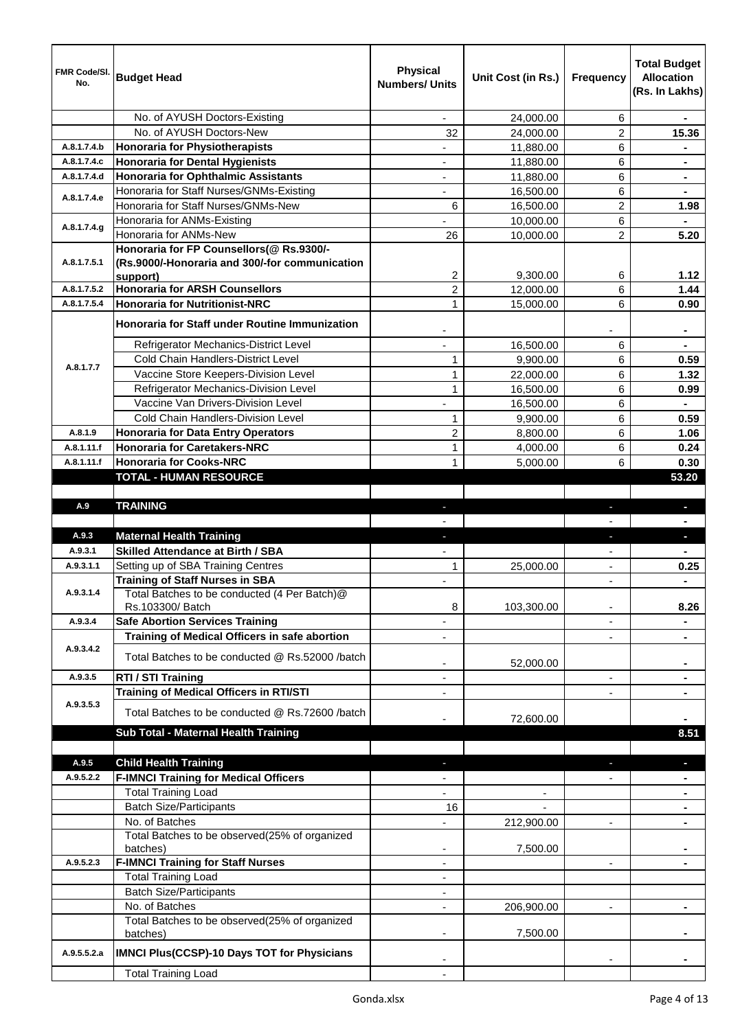| FMR Code/Sl. No. | Budget Head | Physical Numbers/ Units | Unit Cost (in Rs.) | Frequency | Total Budget Allocation (Rs. In Lakhs) |
|---|---|---|---|---|---|
| | No. of AYUSH Doctors-Existing | - | 24,000.00 | 6 | - |
| | No. of AYUSH Doctors-New | 32 | 24,000.00 | 2 | 15.36 |
| A.8.1.7.4.b | **Honoraria for Physiotherapists** | - | 11,880.00 | 6 | - |
| A.8.1.7.4.c | **Honoraria for Dental Hygienists** | - | 11,880.00 | 6 | - |
| A.8.1.7.4.d | **Honoraria for Ophthalmic Assistants** | - | 11,880.00 | 6 | - |
| A.8.1.7.4.e | Honoraria for Staff Nurses/GNMs-Existing | - | 16,500.00 | 6 | - |
| | Honoraria for Staff Nurses/GNMs-New | 6 | 16,500.00 | 2 | 1.98 |
| A.8.1.7.4.g | Honoraria for ANMs-Existing | - | 10,000.00 | 6 | - |
| | Honoraria for ANMs-New | 26 | 10,000.00 | 2 | 5.20 |
| A.8.1.7.5.1 | **Honoraria for FP Counsellors(@ Rs.9300/- (Rs.9000/-Honoraria and 300/-for communication support)** | 2 | 9,300.00 | 6 | 1.12 |
| A.8.1.7.5.2 | **Honoraria for ARSH Counsellors** | 2 | 12,000.00 | 6 | 1.44 |
| A.8.1.7.5.4 | **Honoraria for Nutritionist-NRC** | 1 | 15,000.00 | 6 | 0.90 |
| A.8.1.7.7 | **Honoraria for Staff under Routine Immunization** | - | | - | - |
| | Refrigerator Mechanics-District Level | - | 16,500.00 | 6 | - |
| | Cold Chain Handlers-District Level | 1 | 9,900.00 | 6 | 0.59 |
| | Vaccine Store Keepers-Division Level | 1 | 22,000.00 | 6 | 1.32 |
| | Refrigerator Mechanics-Division Level | 1 | 16,500.00 | 6 | 0.99 |
| | Vaccine Van Drivers-Division Level | - | 16,500.00 | 6 | - |
| | Cold Chain Handlers-Division Level | 1 | 9,900.00 | 6 | 0.59 |
| A.8.1.9 | **Honoraria for Data Entry Operators** | 2 | 8,800.00 | 6 | 1.06 |
| A.8.1.11.f | **Honoraria for Caretakers-NRC** | 1 | 4,000.00 | 6 | 0.24 |
| A.8.1.11.f | **Honoraria for Cooks-NRC** | 1 | 5,000.00 | 6 | 0.30 |
| | **TOTAL - HUMAN RESOURCE** | | | | **53.20** |
| | | | | | |
| A.9 | **TRAINING** | - | | - | - |
| | | - | | - | - |
| A.9.3 | **Maternal Health Training** | - | | - | - |
| A.9.3.1 | **Skilled Attendance at Birth / SBA** | - | | - | - |
| A.9.3.1.1 | Setting up of SBA Training Centres | 1 | 25,000.00 | - | 0.25 |
| A.9.3.1.4 | **Training of Staff Nurses in SBA** | - | | - | - |
| | Total Batches to be conducted (4 Per Batch)@ Rs.103300/ Batch | 8 | 103,300.00 | - | 8.26 |
| A.9.3.4 | **Safe Abortion Services Training** | - | | - | - |
| A.9.3.4.2 | **Training of Medical Officers in safe abortion** | - | | - | - |
| | Total Batches to be conducted @ Rs.52000 /batch | - | 52,000.00 | | - |
| A.9.3.5 | **RTI / STI Training** | - | | - | - |
| A.9.3.5.3 | **Training of Medical Officers in RTI/STI** | - | | - | - |
| | Total Batches to be conducted @ Rs.72600 /batch | - | 72,600.00 | | - |
| | **Sub Total - Maternal Health Training** | | | | **8.51** |
| | | | | | |
| A.9.5 | **Child Health Training** | - | | - | - |
| A.9.5.2.2 | **F-IMNCI Training for Medical Officers** | - | | - | - |
| | Total Training Load | - | - | | - |
| | Batch Size/Participants | 16 | - | | - |
| | No. of Batches | - | 212,900.00 | - | - |
| | Total Batches to be observed(25% of organized batches) | - | 7,500.00 | | - |
| A.9.5.2.3 | **F-IMNCI Training for Staff Nurses** | - | | - | - |
| | Total Training Load | - | | | |
| | Batch Size/Participants | - | | | |
| | No. of Batches | - | 206,900.00 | - | - |
| | Total Batches to be observed(25% of organized batches) | - | 7,500.00 | | - |
| A.9.5.5.2.a | **IMNCI Plus(CCSP)-10 Days TOT for Physicians** | - | | - | - |
| | Total Training Load | - | | | |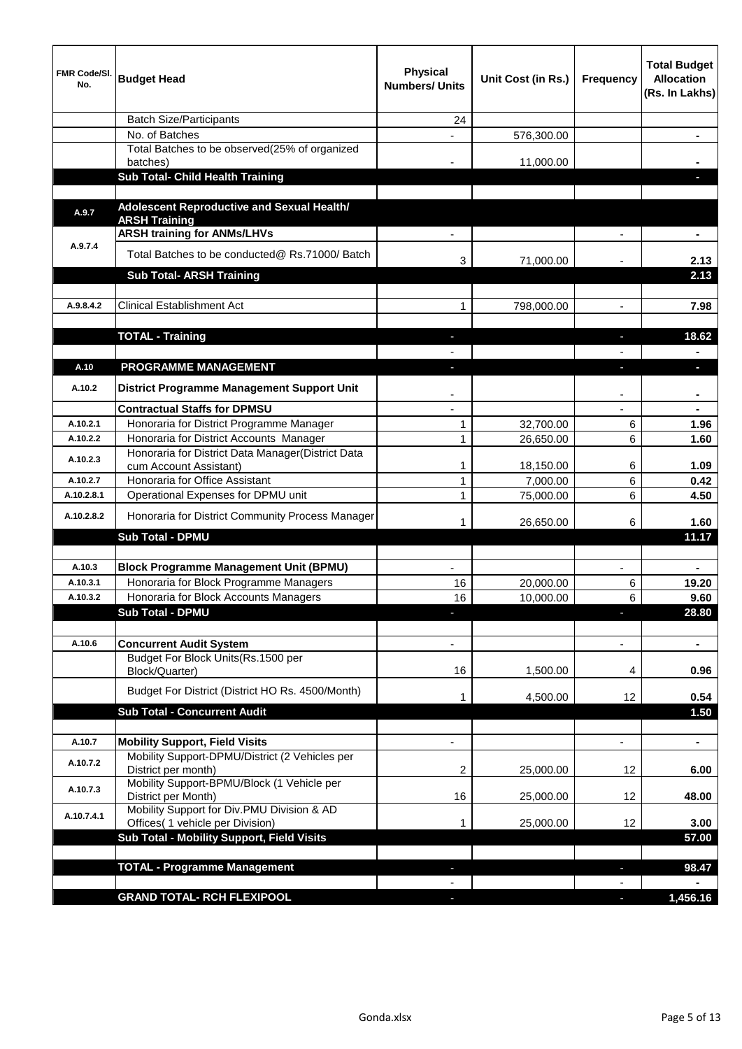| FMR Code/Sl. No. | Budget Head | Physical Numbers/ Units | Unit Cost (in Rs.) | Frequency | Total Budget Allocation (Rs. In Lakhs) |
|---|---|---|---|---|---|
| | Batch Size/Participants | 24 | | | |
| | No. of Batches | - | 576,300.00 | | - |
| | Total Batches to be observed(25% of organized batches) | - | 11,000.00 | | - |
| | **Sub Total- Child Health Training** | | | | - |
| | | | | | |
| **A.9.7** | **Adolescent Reproductive and Sexual Health/ ARSH Training** | | | | |
| A.9.7.4 | **ARSH training for ANMs/LHVs** | - | | - | - |
| | Total Batches to be conducted@ Rs.71000/ Batch | 3 | 71,000.00 | - | 2.13 |
| | **Sub Total- ARSH Training** | | | | **2.13** |
| | | | | | |
| A.9.8.4.2 | Clinical Establishment Act | 1 | 798,000.00 | - | 7.98 |
| | | | | | |
| | **TOTAL - Training** | - | | - | **18.62** |
| | | - | | - | - |
| **A.10** | **PROGRAMME MANAGEMENT** | - | | - | - |
| A.10.2 | **District Programme Management Support Unit** | - | | - | - |
| | **Contractual Staffs for DPMSU** | - | | - | - |
| A.10.2.1 | Honoraria for District Programme Manager | 1 | 32,700.00 | 6 | 1.96 |
| A.10.2.2 | Honoraria for District Accounts Manager | 1 | 26,650.00 | 6 | 1.60 |
| A.10.2.3 | Honoraria for District Data Manager(District Data cum Account Assistant) | 1 | 18,150.00 | 6 | 1.09 |
| A.10.2.7 | Honoraria for Office Assistant | 1 | 7,000.00 | 6 | 0.42 |
| A.10.2.8.1 | Operational Expenses for DPMU unit | 1 | 75,000.00 | 6 | 4.50 |
| A.10.2.8.2 | Honoraria for District Community Process Manager | 1 | 26,650.00 | 6 | 1.60 |
| | **Sub Total - DPMU** | | | | **11.17** |
| | | | | | |
| A.10.3 | **Block Programme Management Unit (BPMU)** | - | | - | - |
| A.10.3.1 | Honoraria for Block Programme Managers | 16 | 20,000.00 | 6 | 19.20 |
| A.10.3.2 | Honoraria for Block Accounts Managers | 16 | 10,000.00 | 6 | 9.60 |
| | **Sub Total - DPMU** | - | | - | **28.80** |
| | | | | | |
| A.10.6 | **Concurrent Audit System** | - | | - | - |
| | Budget For Block Units(Rs.1500 per Block/Quarter) | 16 | 1,500.00 | 4 | 0.96 |
| | Budget For District (District HO Rs. 4500/Month) | 1 | 4,500.00 | 12 | 0.54 |
| | **Sub Total - Concurrent Audit** | | | | **1.50** |
| | | | | | |
| A.10.7 | **Mobility Support, Field Visits** | - | | - | - |
| A.10.7.2 | Mobility Support-DPMU/District (2 Vehicles per District per month) | 2 | 25,000.00 | 12 | 6.00 |
| A.10.7.3 | Mobility Support-BPMU/Block (1 Vehicle per District per Month) | 16 | 25,000.00 | 12 | 48.00 |
| A.10.7.4.1 | Mobility Support for Div.PMU Division & AD Offices( 1 vehicle per Division) | 1 | 25,000.00 | 12 | 3.00 |
| | **Sub Total - Mobility Support, Field Visits** | | | | **57.00** |
| | | | | | |
| | **TOTAL - Programme Management** | - | | - | **98.47** |
| | | - | | - | - |
| | **GRAND TOTAL- RCH FLEXIPOOL** | - | | - | **1,456.16** |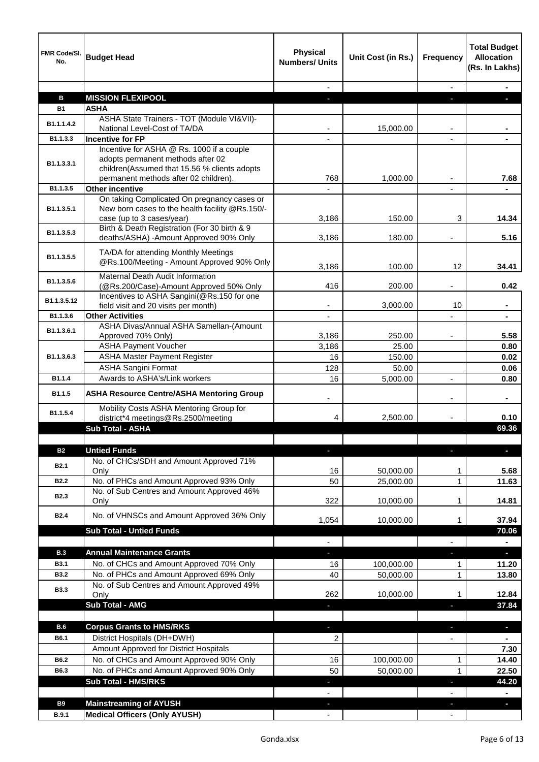| FMR Code/Sl. No. | Budget Head | Physical Numbers/ Units | Unit Cost (in Rs.) | Frequency | Total Budget Allocation (Rs. In Lakhs) |
|---|---|---|---|---|---|
| | | - | | - | - |
| **B** | **MISSION FLEXIPOOL** | - | | - | - |
| **B1** | **ASHA** | | | | |
| B1.1.1.4.2 | ASHA State Trainers - TOT (Module VI&VII)-National Level-Cost of TA/DA | - | 15,000.00 | - | - |
| B1.1.3.3 | **Incentive for FP** | - | | - | - |
| B1.1.3.3.1 | Incentive for ASHA @ Rs. 1000 if a couple adopts permanent methods after 02 children(Assumed that 15.56 % clients adopts permanent methods after 02 children). | 768 | 1,000.00 | - | 7.68 |
| B1.1.3.5 | **Other incentive** | - | | - | - |
| B1.1.3.5.1 | On taking Complicated On pregnancy cases or New born cases to the health facility @Rs.150/-case (up to 3 cases/year) | 3,186 | 150.00 | 3 | 14.34 |
| B1.1.3.5.3 | Birth & Death Registration (For 30 birth & 9 deaths/ASHA) -Amount Approved 90% Only | 3,186 | 180.00 | - | 5.16 |
| B1.1.3.5.5 | TA/DA for attending Monthly Meetings @Rs.100/Meeting - Amount Approved 90% Only | 3,186 | 100.00 | 12 | 34.41 |
| B1.1.3.5.6 | Maternal Death Audit Information (@Rs.200/Case)-Amount Approved 50% Only | 416 | 200.00 | - | 0.42 |
| B1.1.3.5.12 | Incentives to ASHA Sangini(@Rs.150 for one field visit and 20 visits per month) | - | 3,000.00 | 10 | - |
| B1.1.3.6 | **Other Activities** | - | | - | - |
| B1.1.3.6.1 | ASHA Divas/Annual ASHA Samellan-(Amount Approved 70% Only) | 3,186 | 250.00 | - | 5.58 |
| B1.1.3.6.3 | ASHA Payment Voucher | 3,186 | 25.00 | | 0.80 |
| | ASHA Master Payment Register | 16 | 150.00 | | 0.02 |
| | ASHA Sangini Format | 128 | 50.00 | | 0.06 |
| B1.1.4 | Awards to ASHA's/Link workers | 16 | 5,000.00 | - | 0.80 |
| B1.1.5 | **ASHA Resource Centre/ASHA Mentoring Group** | - | | - | - |
| B1.1.5.4 | Mobility Costs ASHA Mentoring Group for district*4 meetings@Rs.2500/meeting | 4 | 2,500.00 | - | 0.10 |
| | **Sub Total - ASHA** | | | | **69.36** |
| | | | | | |
| **B2** | **Untied Funds** | - | | - | - |
| B2.1 | No. of CHCs/SDH and Amount Approved 71% Only | 16 | 50,000.00 | 1 | 5.68 |
| B2.2 | No. of PHCs and Amount Approved 93% Only | 50 | 25,000.00 | 1 | 11.63 |
| B2.3 | No. of Sub Centres and Amount Approved 46% Only | 322 | 10,000.00 | 1 | 14.81 |
| B2.4 | No. of VHNSCs and Amount Approved 36% Only | 1,054 | 10,000.00 | 1 | 37.94 |
| | **Sub Total - Untied Funds** | | | | **70.06** |
| | | - | | - | - |
| **B.3** | **Annual Maintenance Grants** | - | | - | - |
| B3.1 | No. of CHCs and Amount Approved 70% Only | 16 | 100,000.00 | 1 | 11.20 |
| B3.2 | No. of PHCs and Amount Approved 69% Only | 40 | 50,000.00 | 1 | 13.80 |
| B3.3 | No. of Sub Centres and Amount Approved 49% Only | 262 | 10,000.00 | 1 | 12.84 |
| | **Sub Total - AMG** | - | | - | **37.84** |
| | | | | | |
| **B.6** | **Corpus Grants to HMS/RKS** | - | | - | - |
| B6.1 | District Hospitals (DH+DWH) | 2 | | - | - |
| | Amount Approved for District Hospitals | | | | 7.30 |
| B6.2 | No. of CHCs and Amount Approved 90% Only | 16 | 100,000.00 | 1 | 14.40 |
| B6.3 | No. of PHCs and Amount Approved 90% Only | 50 | 50,000.00 | 1 | 22.50 |
| | **Sub Total - HMS/RKS** | - | | - | **44.20** |
| | | - | | - | - |
| **B9** | **Mainstreaming of AYUSH** | - | | - | - |
| B.9.1 | **Medical Officers (Only AYUSH)** | - | | - | |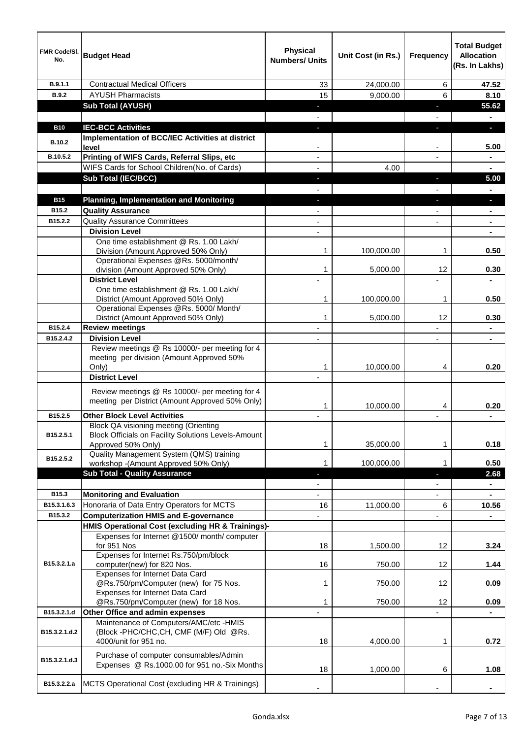| FMR Code/Sl. No. | Budget Head | Physical Numbers/ Units | Unit Cost (in Rs.) | Frequency | Total Budget Allocation (Rs. In Lakhs) |
|---|---|---|---|---|---|
| B.9.1.1 | Contractual Medical Officers | 33 | 24,000.00 | 6 | 47.52 |
| B.9.2 | AYUSH Pharmacists | 15 | 9,000.00 | 6 | 8.10 |
| | **Sub Total (AYUSH)** | - | | - | **55.62** |
| | | - | | - | - |
| **B10** | **IEC-BCC Activities** | - | | - | - |
| B.10.2 | **Implementation of BCC/IEC Activities at district level** | - | | - | 5.00 |
| B.10.5.2 | **Printing of WIFS Cards, Referral Slips, etc** | - | | - | - |
| | WIFS Cards for School Children(No. of Cards) | - | 4.00 | | - |
| | **Sub Total (IEC/BCC)** | - | | - | **5.00** |
| | | - | | - | - |
| **B15** | **Planning, Implementation and Monitoring** | - | | - | - |
| B15.2 | **Quality Assurance** | - | | - | - |
| B15.2.2 | Quality Assurance Committees | - | | - | - |
| | **Division Level** | - | | | - |
| | One time establishment @ Rs. 1.00 Lakh/ Division (Amount Approved 50% Only) | 1 | 100,000.00 | 1 | 0.50 |
| | Operational Expenses @Rs. 5000/month/ division (Amount Approved 50% Only) | 1 | 5,000.00 | 12 | 0.30 |
| | **District Level** | - | | - | - |
| | One time establishment @ Rs. 1.00 Lakh/ District (Amount Approved 50% Only) | 1 | 100,000.00 | 1 | 0.50 |
| | Operational Expenses @Rs. 5000/ Month/ District (Amount Approved 50% Only) | 1 | 5,000.00 | 12 | 0.30 |
| B15.2.4 | **Review meetings** | - | | - | - |
| B15.2.4.2 | **Division Level** | - | | - | - |
| | Review meetings @ Rs 10000/- per meeting for 4 meeting per division (Amount Approved 50% Only) | 1 | 10,000.00 | 4 | 0.20 |
| | **District Level** | - | | | |
| | Review meetings @ Rs 10000/- per meeting for 4 meeting per District (Amount Approved 50% Only) | 1 | 10,000.00 | 4 | 0.20 |
| B15.2.5 | **Other Block Level Activities** | - | | - | - |
| B15.2.5.1 | Block QA visioning meeting (Orienting Block Officials on Facility Solutions Levels-Amount Approved 50% Only) | 1 | 35,000.00 | 1 | 0.18 |
| B15.2.5.2 | Quality Management System (QMS) training workshop -(Amount Approved 50% Only) | 1 | 100,000.00 | 1 | 0.50 |
| | **Sub Total - Quality Assurance** | - | | - | **2.68** |
| | | - | | - | - |
| B15.3 | **Monitoring and Evaluation** | - | | - | - |
| B15.3.1.6.3 | Honoraria of Data Entry Operators for MCTS | 16 | 11,000.00 | 6 | 10.56 |
| B15.3.2 | **Computerization HMIS and E-governance** | - | | - | - |
| | **HMIS Operational Cost (excluding HR & Trainings)-** | | | | |
| B15.3.2.1.a | Expenses for Internet @1500/ month/ computer for 951 Nos | 18 | 1,500.00 | 12 | 3.24 |
| | Expenses for Internet Rs.750/pm/block computer(new) for 820 Nos. | 16 | 750.00 | 12 | 1.44 |
| | Expenses for Internet Data Card @Rs.750/pm/Computer (new) for 75 Nos. | 1 | 750.00 | 12 | 0.09 |
| | Expenses for Internet Data Card @Rs.750/pm/Computer (new) for 18 Nos. | 1 | 750.00 | 12 | 0.09 |
| B15.3.2.1.d | **Other Office and admin expenses** | - | | - | - |
| B15.3.2.1.d.2 | Maintenance of Computers/AMC/etc -HMIS (Block -PHC/CHC,CH, CMF (M/F) Old @Rs. 4000/unit for 951 no. | 18 | 4,000.00 | 1 | 0.72 |
| B15.3.2.1.d.3 | Purchase of computer consumables/Admin Expenses @ Rs.1000.00 for 951 no.-Six Months | 18 | 1,000.00 | 6 | 1.08 |
| B15.3.2.2.a | MCTS Operational Cost (excluding HR & Trainings) | - | | - | - |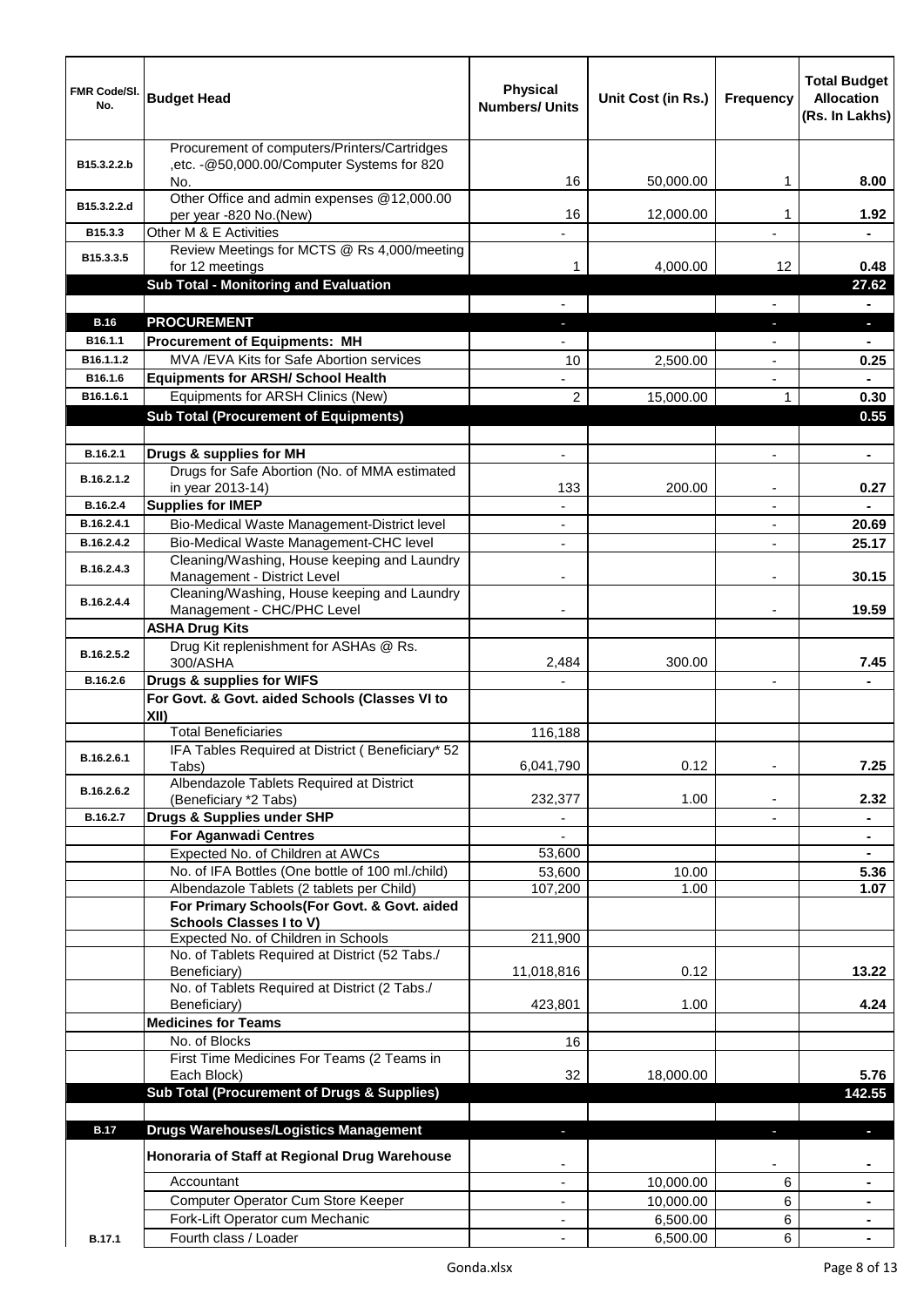| FMR Code/Sl. No. | Budget Head | Physical Numbers/ Units | Unit Cost (in Rs.) | Frequency | Total Budget Allocation (Rs. In Lakhs) |
|---|---|---|---|---|---|
| B15.3.2.2.b | Procurement of computers/Printers/Cartridges ,etc. -@50,000.00/Computer Systems for 820 No. | 16 | 50,000.00 | 1 | 8.00 |
| B15.3.2.2.d | Other Office and admin expenses @12,000.00 per year -820 No.(New) | 16 | 12,000.00 | 1 | 1.92 |
| B15.3.3 | Other M & E Activities | - | | - | - |
| B15.3.3.5 | Review Meetings for MCTS @ Rs 4,000/meeting for 12 meetings | 1 | 4,000.00 | 12 | 0.48 |
| | **Sub Total - Monitoring and Evaluation** | | | | **27.62** |
| | | - | | - | - |
| **B.16** | **PROCUREMENT** | - | | - | - |
| B16.1.1 | **Procurement of Equipments: MH** | - | | - | - |
| B16.1.1.2 | MVA /EVA Kits for Safe Abortion services | 10 | 2,500.00 | - | 0.25 |
| B16.1.6 | **Equipments for ARSH/ School Health** | - | | - | - |
| B16.1.6.1 | Equipments for ARSH Clinics (New) | 2 | 15,000.00 | 1 | 0.30 |
| | **Sub Total (Procurement of Equipments)** | | | | **0.55** |
| | | | | | |
| B.16.2.1 | **Drugs & supplies for MH** | - | | - | - |
| B.16.2.1.2 | Drugs for Safe Abortion (No. of MMA estimated in year 2013-14) | 133 | 200.00 | - | 0.27 |
| B.16.2.4 | **Supplies for IMEP** | - | | - | - |
| B.16.2.4.1 | Bio-Medical Waste Management-District level | - | | - | 20.69 |
| B.16.2.4.2 | Bio-Medical Waste Management-CHC level | - | | - | 25.17 |
| B.16.2.4.3 | Cleaning/Washing, House keeping and Laundry Management - District Level | - | | - | 30.15 |
| B.16.2.4.4 | Cleaning/Washing, House keeping and Laundry Management - CHC/PHC Level | - | | - | 19.59 |
| | **ASHA Drug Kits** | | | | |
| B.16.2.5.2 | Drug Kit replenishment for ASHAs @ Rs. 300/ASHA | 2,484 | 300.00 | | 7.45 |
| B.16.2.6 | **Drugs & supplies for WIFS** | - | | - | - |
| | **For Govt. & Govt. aided Schools (Classes VI to XII)** | | | | |
| | Total Beneficiaries | 116,188 | | | |
| B.16.2.6.1 | IFA Tables Required at District ( Beneficiary* 52 Tabs) | 6,041,790 | 0.12 | - | 7.25 |
| B.16.2.6.2 | Albendazole Tablets Required at District (Beneficiary *2 Tabs) | 232,377 | 1.00 | - | 2.32 |
| B.16.2.7 | **Drugs & Supplies under SHP** | - | | - | - |
| | **For Aganwadi Centres** | - | | | - |
| | Expected No. of Children at AWCs | 53,600 | | | - |
| | No. of IFA Bottles (One bottle of 100 ml./child) | 53,600 | 10.00 | | 5.36 |
| | Albendazole Tablets (2 tablets per Child) | 107,200 | 1.00 | | 1.07 |
| | **For Primary Schools(For Govt. & Govt. aided Schools Classes I to V)** | | | | |
| | Expected No. of Children in Schools | 211,900 | | | |
| | No. of Tablets Required at District (52 Tabs./ Beneficiary) | 11,018,816 | 0.12 | | 13.22 |
| | No. of Tablets Required at District (2 Tabs./ Beneficiary) | 423,801 | 1.00 | | 4.24 |
| | **Medicines for Teams** | | | | |
| | No. of Blocks | 16 | | | |
| | First Time Medicines For Teams (2 Teams in Each Block) | 32 | 18,000.00 | | 5.76 |
| | **Sub Total (Procurement of Drugs & Supplies)** | | | | **142.55** |
| | | | | | |
| **B.17** | **Drugs Warehouses/Logistics Management** | - | | - | - |
| | **Honoraria of Staff at Regional Drug Warehouse** | - | | - | - |
| | Accountant | - | 10,000.00 | 6 | - |
| | Computer Operator Cum Store Keeper | - | 10,000.00 | 6 | - |
| | Fork-Lift Operator cum Mechanic | - | 6,500.00 | 6 | - |
| B.17.1 | Fourth class / Loader | - | 6,500.00 | 6 | - |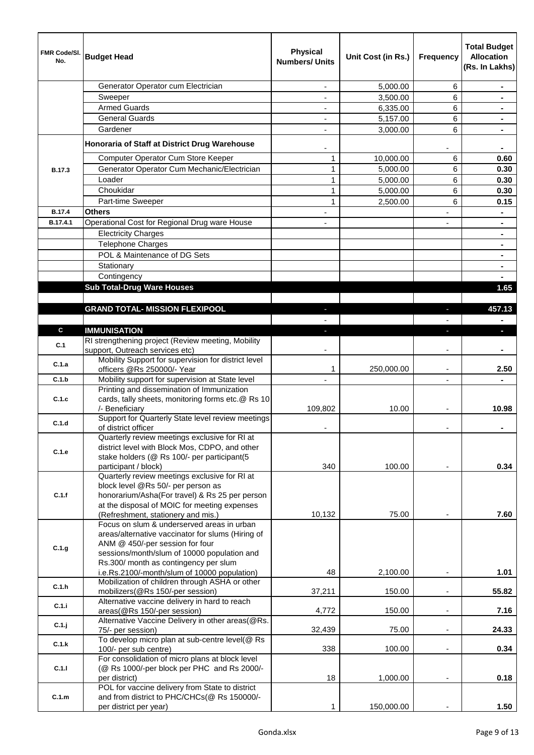| FMR Code/Sl. No. | Budget Head | Physical Numbers/ Units | Unit Cost (in Rs.) | Frequency | Total Budget Allocation (Rs. In Lakhs) |
|---|---|---|---|---|---|
| | Generator Operator cum Electrician | - | 5,000.00 | 6 | - |
| | Sweeper | - | 3,500.00 | 6 | - |
| | Armed Guards | - | 6,335.00 | 6 | - |
| | General Guards | - | 5,157.00 | 6 | - |
| | Gardener | - | 3,000.00 | 6 | - |
| | **Honoraria of Staff at District Drug Warehouse** | - | | - | - |
| | Computer Operator Cum Store Keeper | 1 | 10,000.00 | 6 | **0.60** |
| **B.17.3** | Generator Operator Cum Mechanic/Electrician | 1 | 5,000.00 | 6 | **0.30** |
| | Loader | 1 | 5,000.00 | 6 | **0.30** |
| | Choukidar | 1 | 5,000.00 | 6 | **0.30** |
| | Part-time Sweeper | 1 | 2,500.00 | 6 | **0.15** |
| **B.17.4** | **Others** | - | | - | - |
| **B.17.4.1** | Operational Cost for Regional Drug ware House | - | | - | - |
| | Electricity Charges | | | | - |
| | Telephone Charges | | | | - |
| | POL & Maintenance of DG Sets | | | | - |
| | Stationary | | | | - |
| | Contingency | | | | - |
| | **Sub Total-Drug Ware Houses** | | | | **1.65** |
| | | | | | |
| | **GRAND TOTAL- MISSION FLEXIPOOL** | - | | - | **457.13** |
| | | - | | - | - |
| **C** | **IMMUNISATION** | - | | - | - |
| **C.1** | RI strengthening project (Review meeting, Mobility support, Outreach services etc) | - | | - | - |
| **C.1.a** | Mobility Support for supervision for district level officers @Rs 250000/- Year | 1 | 250,000.00 | - | **2.50** |
| **C.1.b** | Mobility support for supervision at State level | - | | - | - |
| **C.1.c** | Printing and dissemination of Immunization cards, tally sheets, monitoring forms etc.@ Rs 10 /- Beneficiary | 109,802 | 10.00 | - | **10.98** |
| **C.1.d** | Support for Quarterly State level review meetings of district officer | - | | - | - |
| **C.1.e** | Quarterly review meetings exclusive for RI at district level with Block Mos, CDPO, and other stake holders (@ Rs 100/- per participant(5 participant / block) | 340 | 100.00 | - | **0.34** |
| **C.1.f** | Quarterly review meetings exclusive for RI at block level @Rs 50/- per person as honorarium/Asha(For travel) & Rs 25 per person at the disposal of MOIC for meeting expenses (Refreshment, stationery and mis.) | 10,132 | 75.00 | - | **7.60** |
| **C.1.g** | Focus on slum & underserved areas in urban areas/alternative vaccinator for slums (Hiring of ANM @ 450/-per session for four sessions/month/slum of 10000 population and Rs.300/ month as contingency per slum i.e.Rs.2100/-month/slum of 10000 population) | 48 | 2,100.00 | - | **1.01** |
| **C.1.h** | Mobilization of children through ASHA or other mobilizers(@Rs 150/-per session) | 37,211 | 150.00 | - | **55.82** |
| **C.1.i** | Alternative vaccine delivery in hard to reach areas(@Rs 150/-per session) | 4,772 | 150.00 | - | **7.16** |
| **C.1.j** | Alternative Vaccine Delivery in other areas(@Rs. 75/- per session) | 32,439 | 75.00 | - | **24.33** |
| **C.1.k** | To develop micro plan at sub-centre level(@ Rs 100/- per sub centre) | 338 | 100.00 | - | **0.34** |
| **C.1.l** | For consolidation of micro plans at block level (@ Rs 1000/-per block per PHC and Rs 2000/- per district) | 18 | 1,000.00 | - | **0.18** |
| **C.1.m** | POL for vaccine delivery from State to district and from district to PHC/CHCs(@ Rs 150000/- per district per year) | 1 | 150,000.00 | - | **1.50** |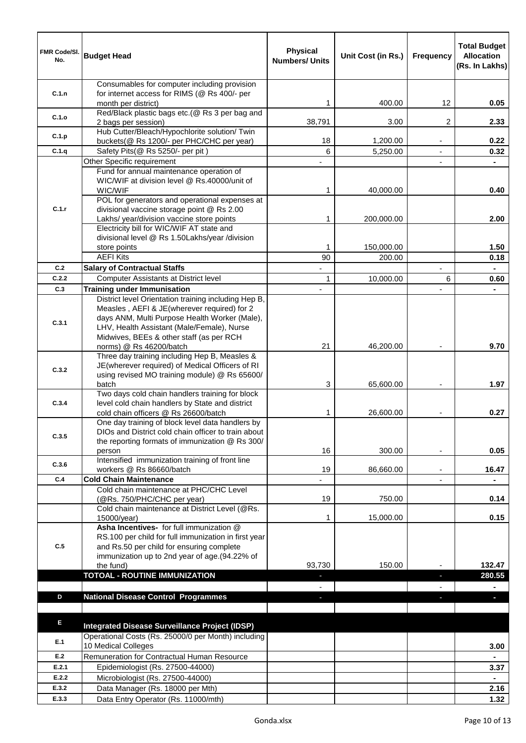| FMR Code/Sl. No. | Budget Head | Physical Numbers/ Units | Unit Cost (in Rs.) | Frequency | Total Budget Allocation (Rs. In Lakhs) |
|---|---|---|---|---|---|
| C.1.n | Consumables for computer including provision for internet access for RIMS (@ Rs 400/- per month per district) | 1 | 400.00 | 12 | 0.05 |
| C.1.o | Red/Black plastic bags etc.(@ Rs 3 per bag and 2 bags per session) | 38,791 | 3.00 | 2 | 2.33 |
| C.1.p | Hub Cutter/Bleach/Hypochlorite solution/ Twin buckets(@ Rs 1200/- per PHC/CHC per year) | 18 | 1,200.00 | - | 0.22 |
| C.1.q | Safety Pits(@ Rs 5250/- per pit ) | 6 | 5,250.00 | - | 0.32 |
| C.1.r | Other Specific requirement | - | | - | - |
| | Fund for annual maintenance operation of WIC/WIF at division level @ Rs.40000/unit of WIC/WIF | 1 | 40,000.00 | | 0.40 |
| | POL for generators and operational expenses at divisional vaccine storage point @ Rs 2.00 Lakhs/ year/division vaccine store points | 1 | 200,000.00 | | 2.00 |
| | Electricity bill for WIC/WIF AT state and divisional level @ Rs 1.50Lakhs/year /division store points | 1 | 150,000.00 | | 1.50 |
| | AEFI Kits | 90 | 200.00 | | 0.18 |
| C.2 | **Salary of Contractual Staffs** | - | | - | - |
| C.2.2 | Computer Assistants at District level | 1 | 10,000.00 | 6 | 0.60 |
| C.3 | **Training under Immunisation** | - | | - | - |
| C.3.1 | District level Orientation training including Hep B, Measles , AEFI & JE(wherever required) for 2 days ANM, Multi Purpose Health Worker (Male), LHV, Health Assistant (Male/Female), Nurse Midwives, BEEs & other staff (as per RCH norms) @ Rs 46200/batch | 21 | 46,200.00 | - | 9.70 |
| C.3.2 | Three day training including Hep B, Measles & JE(wherever required) of Medical Officers of RI using revised MO training module) @ Rs 65600/ batch | 3 | 65,600.00 | - | 1.97 |
| C.3.4 | Two days cold chain handlers training for block level cold chain handlers by State and district cold chain officers @ Rs 26600/batch | 1 | 26,600.00 | - | 0.27 |
| C.3.5 | One day training of block level data handlers by DIOs and District cold chain officer to train about the reporting formats of immunization @ Rs 300/ person | 16 | 300.00 | - | 0.05 |
| C.3.6 | Intensified immunization training of front line workers @ Rs 86660/batch | 19 | 86,660.00 | - | 16.47 |
| C.4 | **Cold Chain Maintenance** | - | | - | - |
| | Cold chain maintenance at PHC/CHC Level (@Rs. 750/PHC/CHC per year) | 19 | 750.00 | | 0.14 |
| | Cold chain maintenance at District Level (@Rs. 15000/year) | 1 | 15,000.00 | | 0.15 |
| C.5 | **Asha Incentives-** for full immunization @ RS.100 per child for full immunization in first year and Rs.50 per child for ensuring complete immunization up to 2nd year of age.(94.22% of the fund) | 93,730 | 150.00 | - | 132.47 |
| | **TOTOAL - ROUTINE IMMUNIZATION** | - | | - | **280.55** |
| | | - | | - | - |
| D | **National Disease Control Programmes** | - | | - | - |
| | | | | | |
| E | **Integrated Disease Surveillance Project (IDSP)** | | | | |
| E.1 | Operational Costs (Rs. 25000/0 per Month) including 10 Medical Colleges | | | | 3.00 |
| E.2 | Remuneration for Contractual Human Resource | | | | - |
| E.2.1 | Epidemiologist (Rs. 27500-44000) | | | | 3.37 |
| E.2.2 | Microbiologist (Rs. 27500-44000) | | | | - |
| E.3.2 | Data Manager (Rs. 18000 per Mth) | | | | 2.16 |
| E.3.3 | Data Entry Operator (Rs. 11000/mth) | | | | 1.32 |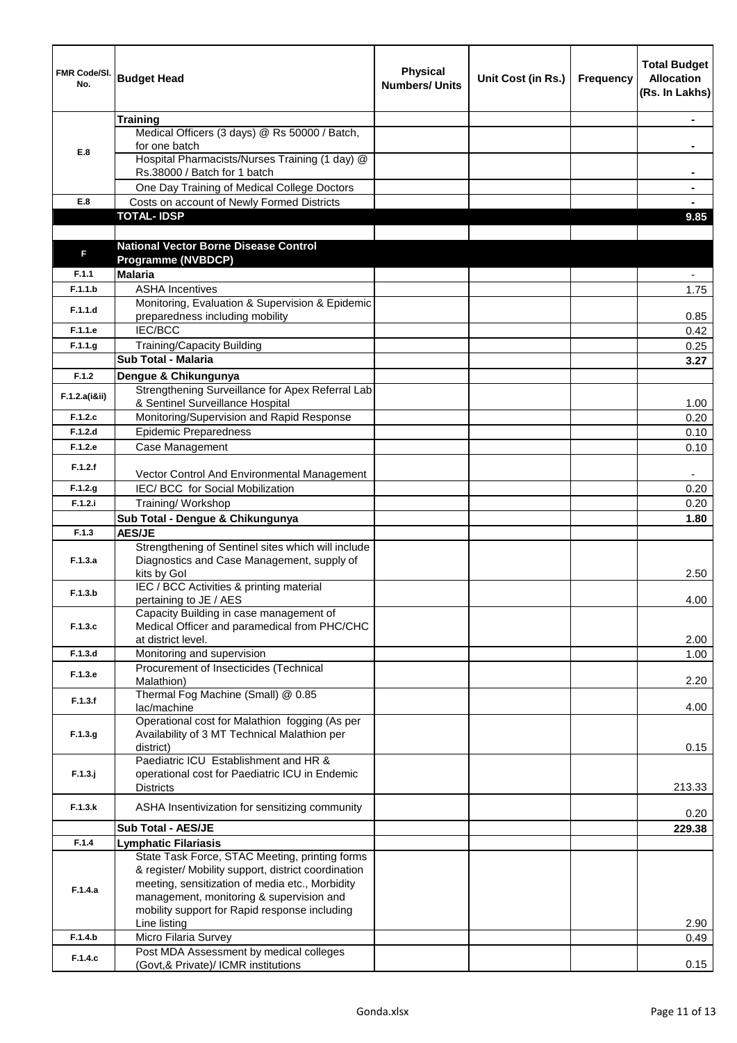| FMR Code/Sl. No. | Budget Head | Physical Numbers/ Units | Unit Cost (in Rs.) | Frequency | Total Budget Allocation (Rs. In Lakhs) |
|---|---|---|---|---|---|
| E.8 | **Training** | | | | - |
| | Medical Officers (3 days) @ Rs 50000 / Batch, for one batch | | | | - |
| | Hospital Pharmacists/Nurses Training (1 day) @ Rs.38000 / Batch for 1 batch | | | | - |
| | One Day Training of Medical College Doctors | | | | - |
| E.8 | Costs on account of Newly Formed Districts | | | | - |
| | **TOTAL- IDSP** | | | | **9.85** |
| | | | | | |
| **F** | **National Vector Borne Disease Control Programme (NVBDCP)** | | | | |
| F.1.1 | **Malaria** | | | | - |
| F.1.1.b | ASHA Incentives | | | | 1.75 |
| F.1.1.d | Monitoring, Evaluation & Supervision & Epidemic preparedness including mobility | | | | 0.85 |
| F.1.1.e | IEC/BCC | | | | 0.42 |
| F.1.1.g | Training/Capacity Building | | | | 0.25 |
| | **Sub Total - Malaria** | | | | **3.27** |
| F.1.2 | **Dengue & Chikungunya** | | | | |
| F.1.2.a(i&ii) | Strengthening Surveillance for Apex Referral Lab & Sentinel Surveillance Hospital | | | | 1.00 |
| F.1.2.c | Monitoring/Supervision and Rapid Response | | | | 0.20 |
| F.1.2.d | Epidemic Preparedness | | | | 0.10 |
| F.1.2.e | Case Management | | | | 0.10 |
| F.1.2.f | Vector Control And Environmental Management | | | | - |
| F.1.2.g | IEC/ BCC for Social Mobilization | | | | 0.20 |
| F.1.2.i | Training/ Workshop | | | | 0.20 |
| | **Sub Total - Dengue & Chikungunya** | | | | **1.80** |
| F.1.3 | **AES/JE** | | | | |
| F.1.3.a | Strengthening of Sentinel sites which will include Diagnostics and Case Management, supply of kits by GoI | | | | 2.50 |
| F.1.3.b | IEC / BCC Activities & printing material pertaining to JE / AES | | | | 4.00 |
| F.1.3.c | Capacity Building in case management of Medical Officer and paramedical from PHC/CHC at district level. | | | | 2.00 |
| F.1.3.d | Monitoring and supervision | | | | 1.00 |
| F.1.3.e | Procurement of Insecticides (Technical Malathion) | | | | 2.20 |
| F.1.3.f | Thermal Fog Machine (Small) @ 0.85 lac/machine | | | | 4.00 |
| F.1.3.g | Operational cost for Malathion fogging (As per Availability of 3 MT Technical Malathion per district) | | | | 0.15 |
| F.1.3.j | Paediatric ICU Establishment and HR & operational cost for Paediatric ICU in Endemic Districts | | | | 213.33 |
| F.1.3.k | ASHA Insentivization for sensitizing community | | | | 0.20 |
| | **Sub Total - AES/JE** | | | | **229.38** |
| F.1.4 | **Lymphatic Filariasis** | | | | |
| F.1.4.a | State Task Force, STAC Meeting, printing forms & register/ Mobility support, district coordination meeting, sensitization of media etc., Morbidity management, monitoring & supervision and mobility support for Rapid response including Line listing | | | | 2.90 |
| F.1.4.b | Micro Filaria Survey | | | | 0.49 |
| F.1.4.c | Post MDA Assessment by medical colleges (Govt,& Private)/ ICMR institutions | | | | 0.15 |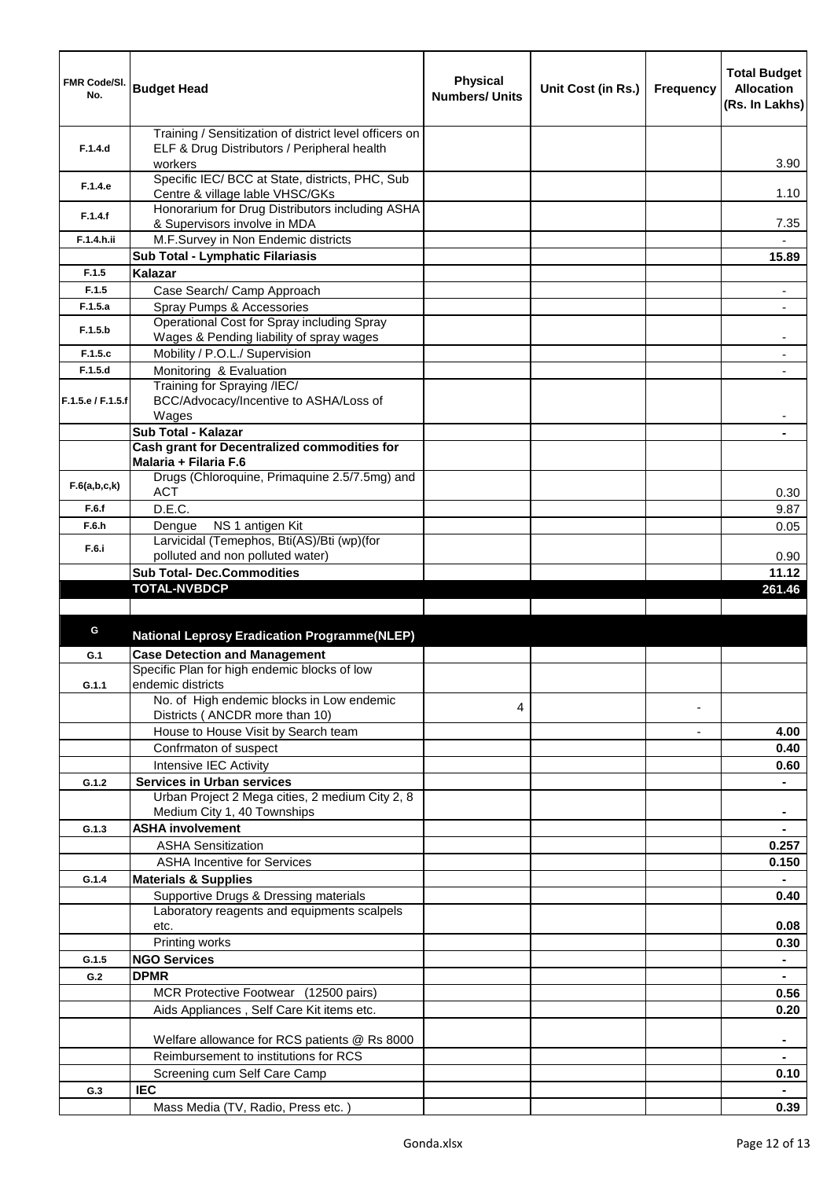| FMR Code/Sl. No. | Budget Head | Physical Numbers/ Units | Unit Cost (in Rs.) | Frequency | Total Budget Allocation (Rs. In Lakhs) |
|---|---|---|---|---|---|
| F.1.4.d | Training / Sensitization of district level officers on ELF & Drug Distributors / Peripheral health workers | | | | 3.90 |
| F.1.4.e | Specific IEC/ BCC at State, districts, PHC, Sub Centre & village lable VHSC/GKs | | | | 1.10 |
| F.1.4.f | Honorarium for Drug Distributors including ASHA & Supervisors involve in MDA | | | | 7.35 |
| F.1.4.h.ii | M.F.Survey in Non Endemic districts | | | | - |
| | **Sub Total - Lymphatic Filariasis** | | | | **15.89** |
| F.1.5 | **Kalazar** | | | | |
| F.1.5 | Case Search/ Camp Approach | | | | - |
| F.1.5.a | Spray Pumps & Accessories | | | | - |
| F.1.5.b | Operational Cost for Spray including Spray Wages & Pending liability of spray wages | | | | - |
| F.1.5.c | Mobility / P.O.L./ Supervision | | | | - |
| F.1.5.d | Monitoring & Evaluation | | | | - |
| F.1.5.e / F.1.5.f | Training for Spraying /IEC/ BCC/Advocacy/Incentive to ASHA/Loss of Wages | | | | - |
| | **Sub Total - Kalazar** | | | | **-** |
| | **Cash grant for Decentralized commodities for Malaria + Filaria F.6** | | | | |
| F.6(a,b,c,k) | Drugs (Chloroquine, Primaquine 2.5/7.5mg) and ACT | | | | 0.30 |
| F.6.f | D.E.C. | | | | 9.87 |
| F.6.h | Dengue NS 1 antigen Kit | | | | 0.05 |
| F.6.i | Larvicidal (Temephos, Bti(AS)/Bti (wp)(for polluted and non polluted water) | | | | 0.90 |
| | **Sub Total- Dec.Commodities** | | | | **11.12** |
| | **TOTAL-NVBDCP** | | | | **261.46** |
| | | | | | |
| G | **National Leprosy Eradication Programme(NLEP)** | | | | |
| G.1 | **Case Detection and Management** | | | | |
| G.1.1 | Specific Plan for high endemic blocks of low endemic districts | | | | |
| | No. of High endemic blocks in Low endemic Districts ( ANCDR more than 10) | 4 | | - | |
| | House to House Visit by Search team | | | - | **4.00** |
| | Confrmaton of suspect | | | | **0.40** |
| | Intensive IEC Activity | | | | **0.60** |
| G.1.2 | **Services in Urban services** | | | | **-** |
| | Urban Project 2 Mega cities, 2 medium City 2, 8 Medium City 1, 40 Townships | | | | **-** |
| G.1.3 | **ASHA involvement** | | | | **-** |
| | ASHA Sensitization | | | | **0.257** |
| | ASHA Incentive for Services | | | | **0.150** |
| G.1.4 | **Materials & Supplies** | | | | **-** |
| | Supportive Drugs & Dressing materials | | | | **0.40** |
| | Laboratory reagents and equipments scalpels etc. | | | | **0.08** |
| | Printing works | | | | **0.30** |
| G.1.5 | **NGO Services** | | | | **-** |
| G.2 | **DPMR** | | | | **-** |
| | MCR Protective Footwear (12500 pairs) | | | | **0.56** |
| | Aids Appliances , Self Care Kit items etc. | | | | **0.20** |
| | Welfare allowance for RCS patients @ Rs 8000 | | | | **-** |
| | Reimbursement to institutions for RCS | | | | **-** |
| | Screening cum Self Care Camp | | | | **0.10** |
| G.3 | **IEC** | | | | **-** |
| | Mass Media (TV, Radio, Press etc. ) | | | | **0.39** |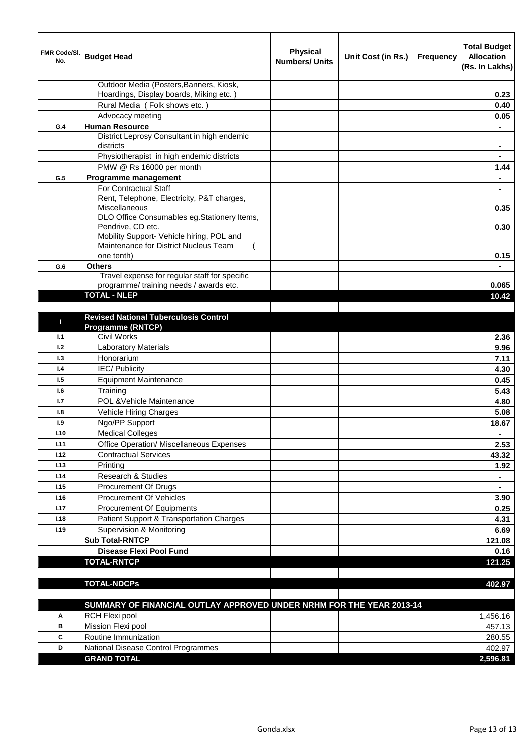| FMR Code/Sl. No. | Budget Head | Physical Numbers/ Units | Unit Cost (in Rs.) | Frequency | Total Budget Allocation (Rs. In Lakhs) |
|---|---|---|---|---|---|
| | Outdoor Media (Posters,Banners, Kiosk, Hoardings, Display boards, Miking etc. ) | | | | 0.23 |
| | Rural Media ( Folk shows etc. ) | | | | 0.40 |
| | Advocacy meeting | | | | 0.05 |
| G.4 | **Human Resource** | | | | - |
| | District Leprosy Consultant in high endemic districts | | | | - |
| | Physiotherapist in high endemic districts | | | | - |
| | PMW @ Rs 16000 per month | | | | 1.44 |
| G.5 | **Programme management** | | | | - |
| | For Contractual Staff | | | | - |
| | Rent, Telephone, Electricity, P&T charges, Miscellaneous | | | | 0.35 |
| | DLO Office Consumables eg.Stationery Items, Pendrive, CD etc. | | | | 0.30 |
| | Mobility Support- Vehicle hiring, POL and Maintenance for District Nucleus Team ( one tenth) | | | | 0.15 |
| G.6 | **Others** | | | | - |
| | Travel expense for regular staff for specific programme/ training needs / awards etc. | | | | 0.065 |
| | **TOTAL - NLEP** | | | | **10.42** |
| | | | | | |
| I | **Revised National Tuberculosis Control Programme (RNTCP)** | | | | |
| I.1 | Civil Works | | | | 2.36 |
| I.2 | Laboratory Materials | | | | 9.96 |
| I.3 | Honorarium | | | | 7.11 |
| I.4 | IEC/ Publicity | | | | 4.30 |
| I.5 | Equipment Maintenance | | | | 0.45 |
| I.6 | Training | | | | 5.43 |
| I.7 | POL &Vehicle Maintenance | | | | 4.80 |
| I.8 | Vehicle Hiring Charges | | | | 5.08 |
| I.9 | Ngo/PP Support | | | | 18.67 |
| I.10 | Medical Colleges | | | | - |
| I.11 | Office Operation/ Miscellaneous Expenses | | | | 2.53 |
| I.12 | Contractual Services | | | | 43.32 |
| I.13 | Printing | | | | 1.92 |
| I.14 | Research & Studies | | | | - |
| I.15 | Procurement Of Drugs | | | | - |
| I.16 | Procurement Of Vehicles | | | | 3.90 |
| I.17 | Procurement Of Equipments | | | | 0.25 |
| I.18 | Patient Support & Transportation Charges | | | | 4.31 |
| I.19 | Supervision & Monitoring | | | | 6.69 |
| | **Sub Total-RNTCP** | | | | **121.08** |
| | **Disease Flexi Pool Fund** | | | | **0.16** |
| | **TOTAL-RNTCP** | | | | **121.25** |
| | | | | | |
| | **TOTAL-NDCPs** | | | | **402.97** |
| | | | | | |
| | **SUMMARY OF FINANCIAL OUTLAY APPROVED UNDER NRHM FOR THE YEAR 2013-14** | | | | |
| A | RCH Flexi pool | | | | 1,456.16 |
| B | Mission Flexi pool | | | | 457.13 |
| C | Routine Immunization | | | | 280.55 |
| D | National Disease Control Programmes | | | | 402.97 |
| | **GRAND TOTAL** | | | | **2,596.81** |